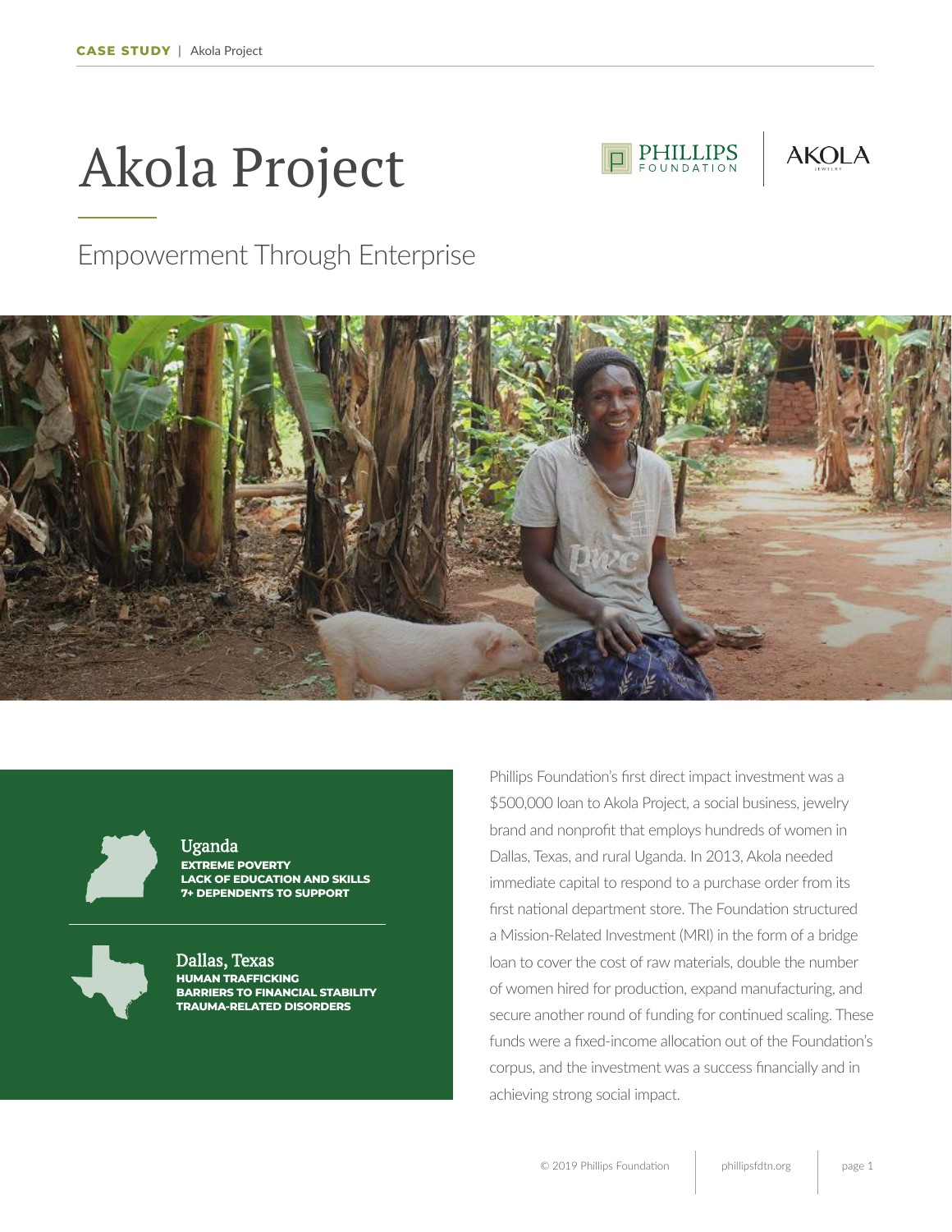# Akola Project

## Empowerment Through Enterprise

**Uganda**
**EXTREME POVERTY**
**LACK OF EDUCATION AND SKILLS**
**7+ DEPENDENTS TO SUPPORT**

**Dallas, Texas**
**HUMAN TRAFFICKING**
**BARRIERS TO FINANCIAL STABILITY**
**TRAUMA-RELATED DISORDERS**

Phillips Foundation's first direct impact investment was a $500,000 loan to Akola Project, a social business, jewelry brand and nonprofit that employs hundreds of women in Dallas, Texas, and rural Uganda. In 2013, Akola needed immediate capital to respond to a purchase order from its first national department store. The Foundation structured a Mission-Related Investment (MRI) in the form of a bridge loan to cover the cost of raw materials, double the number of women hired for production, expand manufacturing, and secure another round of funding for continued scaling. These funds were a fixed-income allocation out of the Foundation's corpus, and the investment was a success financially and in achieving strong social impact.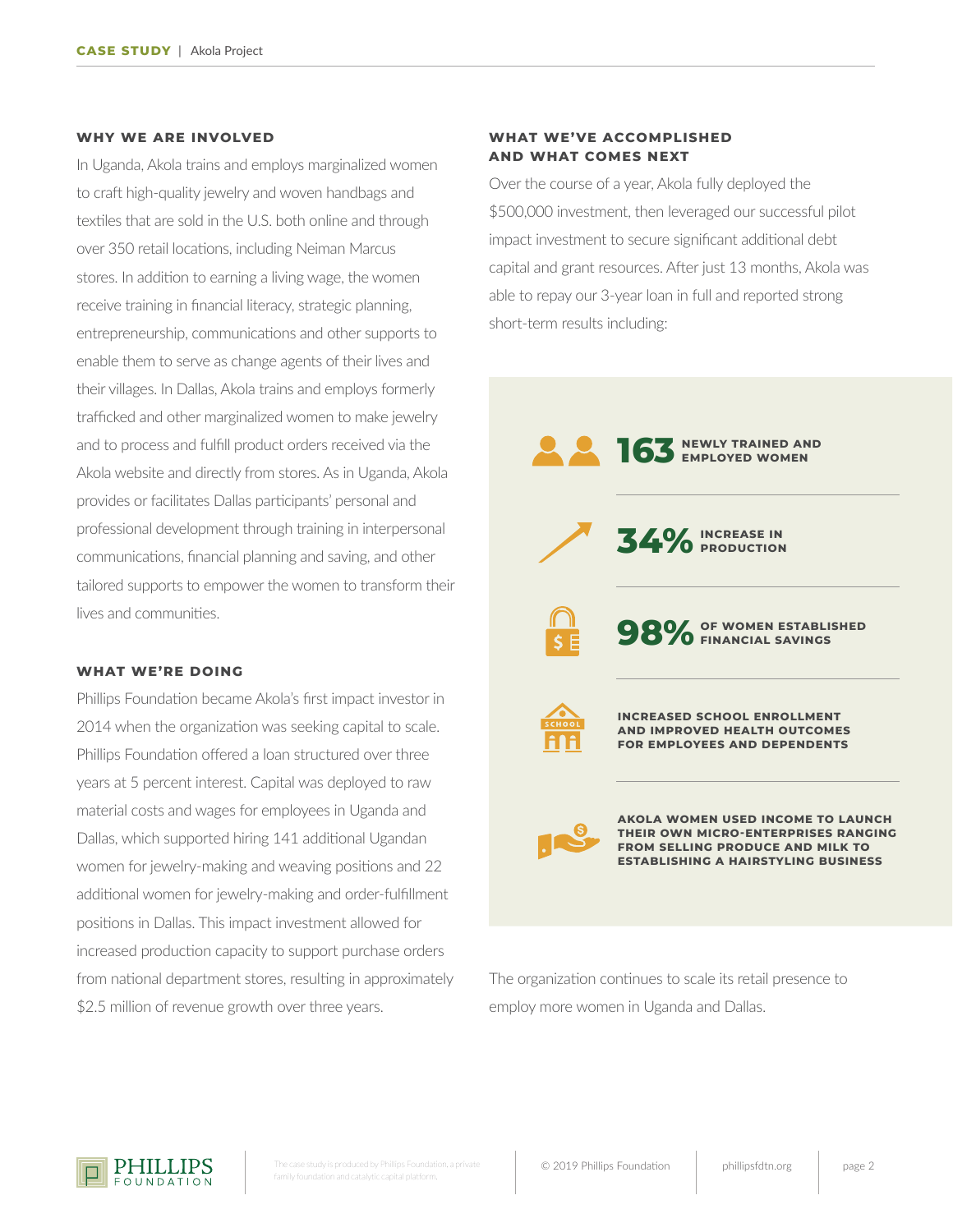## WHY WE ARE INVOLVED

In Uganda, Akola trains and employs marginalized women to craft high-quality jewelry and woven handbags and textiles that are sold in the U.S. both online and through over 350 retail locations, including Neiman Marcus stores. In addition to earning a living wage, the women receive training in financial literacy, strategic planning, entrepreneurship, communications and other supports to enable them to serve as change agents of their lives and their villages. In Dallas, Akola trains and employs formerly trafficked and other marginalized women to make jewelry and to process and fulfill product orders received via the Akola website and directly from stores. As in Uganda, Akola provides or facilitates Dallas participants' personal and professional development through training in interpersonal communications, financial planning and saving, and other tailored supports to empower the women to transform their lives and communities.

## WHAT WE'RE DOING

Phillips Foundation became Akola's first impact investor in 2014 when the organization was seeking capital to scale. Phillips Foundation offered a loan structured over three years at 5 percent interest. Capital was deployed to raw material costs and wages for employees in Uganda and Dallas, which supported hiring 141 additional Ugandan women for jewelry-making and weaving positions and 22 additional women for jewelry-making and order-fulfillment positions in Dallas. This impact investment allowed for increased production capacity to support purchase orders from national department stores, resulting in approximately $2.5 million of revenue growth over three years.

## WHAT WE'VE ACCOMPLISHED AND WHAT COMES NEXT

Over the course of a year, Akola fully deployed the $500,000 investment, then leveraged our successful pilot impact investment to secure significant additional debt capital and grant resources. After just 13 months, Akola was able to repay our 3-year loan in full and reported strong short-term results including:

- **163** NEWLY TRAINED AND EMPLOYED WOMEN
- **34%** INCREASE IN PRODUCTION
- **98%** OF WOMEN ESTABLISHED FINANCIAL SAVINGS
- INCREASED SCHOOL ENROLLMENT AND IMPROVED HEALTH OUTCOMES FOR EMPLOYEES AND DEPENDENTS
- AKOLA WOMEN USED INCOME TO LAUNCH THEIR OWN MICRO-ENTERPRISES RANGING FROM SELLING PRODUCE AND MILK TO ESTABLISHING A HAIRSTYLING BUSINESS

The organization continues to scale its retail presence to employ more women in Uganda and Dallas.